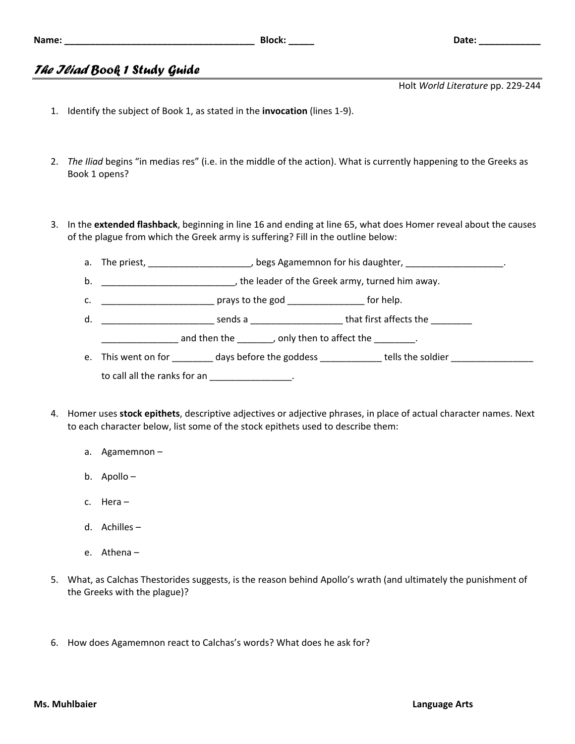Name: _____________________________________ Block: _____ Date: ____________

# *The Iliad* Book 1 Study Guide

Holt *World Literature* pp. 229-244

1. Identify the subject of Book 1, as stated in the **invocation** (lines 1-9).

2. *The Iliad* begins "in medias res" (i.e. in the middle of the action). What is currently happening to the Greeks as Book 1 opens?

3. In the **extended flashback**, beginning in line 16 and ending at line 65, what does Homer reveal about the causes of the plague from which the Greek army is suffering? Fill in the outline below:

   a. The priest, ____________________, begs Agamemnon for his daughter, ___________________.

   b. __________________________, the leader of the Greek army, turned him away.

   c. ______________________ prays to the god _______________ for help.

   d. ______________________ sends a __________________ that first affects the ________ _______________ and then the _______, only then to affect the ________.

   e. This went on for ________ days before the goddess ____________ tells the soldier ________________ to call all the ranks for an ________________.

4. Homer uses **stock epithets**, descriptive adjectives or adjective phrases, in place of actual character names. Next to each character below, list some of the stock epithets used to describe them:

   a. Agamemnon –

   b. Apollo –

   c. Hera –

   d. Achilles –

   e. Athena –

5. What, as Calchas Thestorides suggests, is the reason behind Apollo's wrath (and ultimately the punishment of the Greeks with the plague)?

6. How does Agamemnon react to Calchas's words? What does he ask for?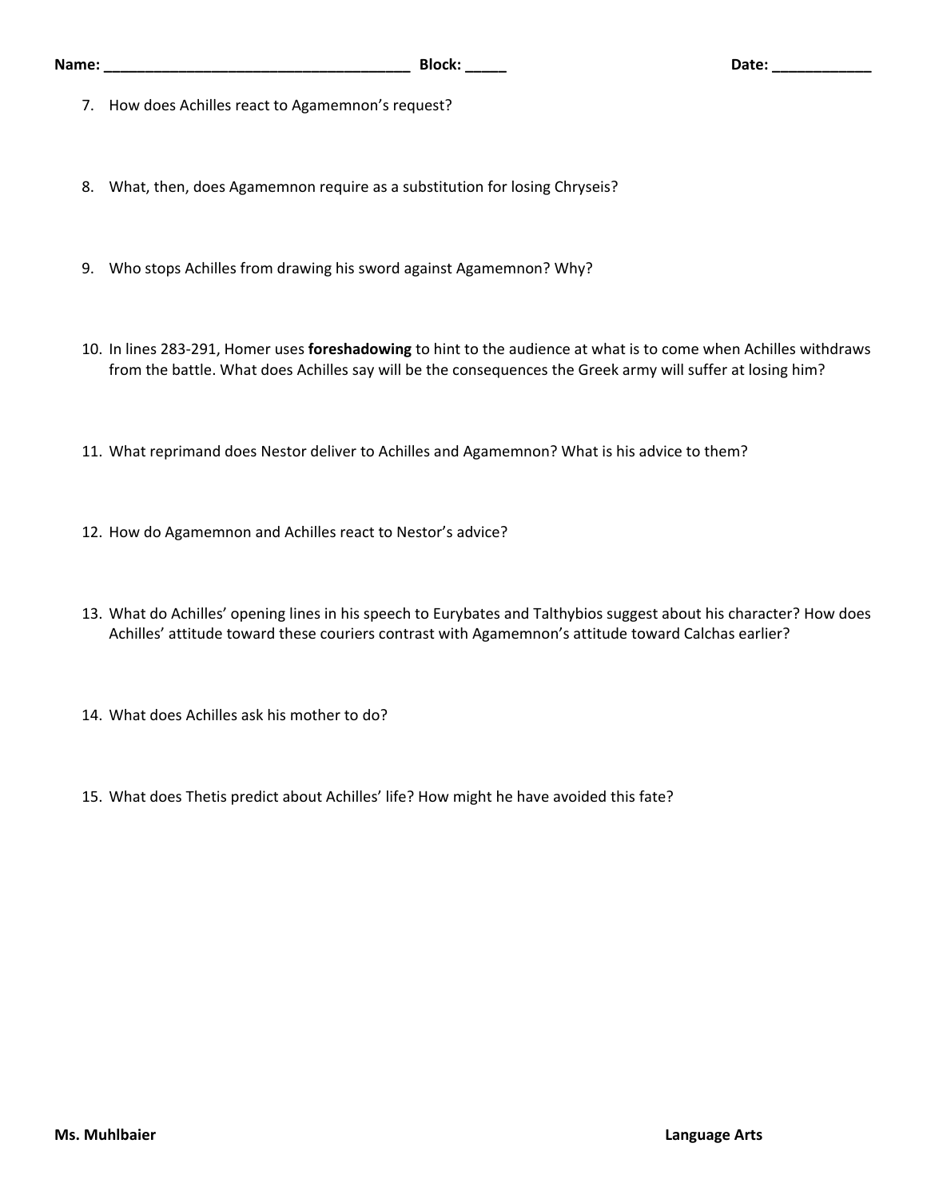Name: ____________________________________ Block: _____ Date: ____________

7. How does Achilles react to Agamemnon's request?

8. What, then, does Agamemnon require as a substitution for losing Chryseis?

9. Who stops Achilles from drawing his sword against Agamemnon? Why?

10. In lines 283-291, Homer uses **foreshadowing** to hint to the audience at what is to come when Achilles withdraws from the battle. What does Achilles say will be the consequences the Greek army will suffer at losing him?

11. What reprimand does Nestor deliver to Achilles and Agamemnon? What is his advice to them?

12. How do Agamemnon and Achilles react to Nestor's advice?

13. What do Achilles' opening lines in his speech to Eurybates and Talthybios suggest about his character? How does Achilles' attitude toward these couriers contrast with Agamemnon's attitude toward Calchas earlier?

14. What does Achilles ask his mother to do?

15. What does Thetis predict about Achilles' life? How might he have avoided this fate?

**Ms. Muhlbaier** **Language Arts**